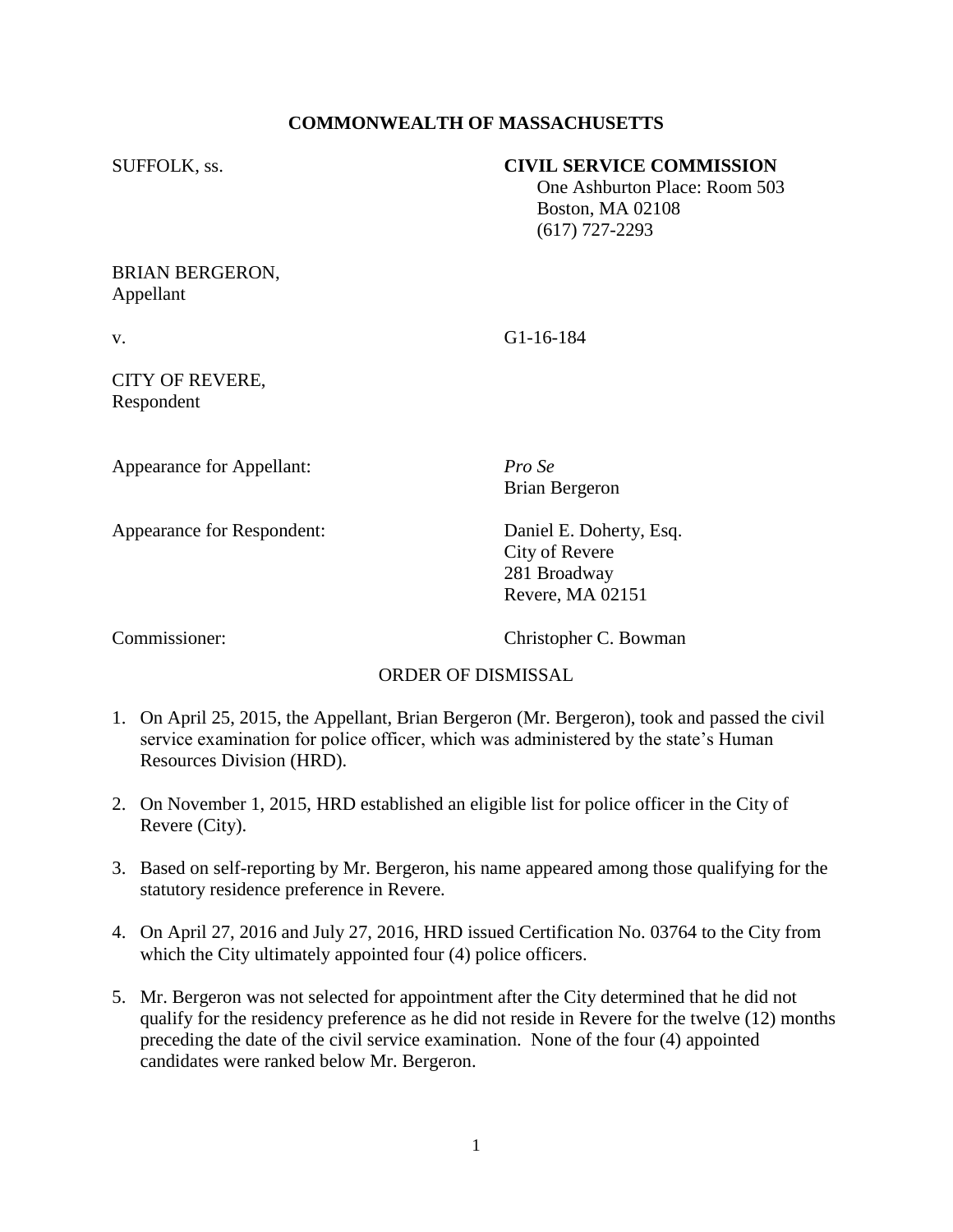**COMMONWEALTH OF MASSACHUSETTS**

SUFFOLK, ss.

**CIVIL SERVICE COMMISSION**
One Ashburton Place: Room 503
Boston, MA 02108
(617) 727-2293

BRIAN BERGERON,
Appellant

v. G1-16-184

CITY OF REVERE,
Respondent

Appearance for Appellant: *Pro Se*
Brian Bergeron

Appearance for Respondent: Daniel E. Doherty, Esq.
City of Revere
281 Broadway
Revere, MA 02151

Commissioner: Christopher C. Bowman

ORDER OF DISMISSAL

1. On April 25, 2015, the Appellant, Brian Bergeron (Mr. Bergeron), took and passed the civil service examination for police officer, which was administered by the state's Human Resources Division (HRD).

2. On November 1, 2015, HRD established an eligible list for police officer in the City of Revere (City).

3. Based on self-reporting by Mr. Bergeron, his name appeared among those qualifying for the statutory residence preference in Revere.

4. On April 27, 2016 and July 27, 2016, HRD issued Certification No. 03764 to the City from which the City ultimately appointed four (4) police officers.

5. Mr. Bergeron was not selected for appointment after the City determined that he did not qualify for the residency preference as he did not reside in Revere for the twelve (12) months preceding the date of the civil service examination. None of the four (4) appointed candidates were ranked below Mr. Bergeron.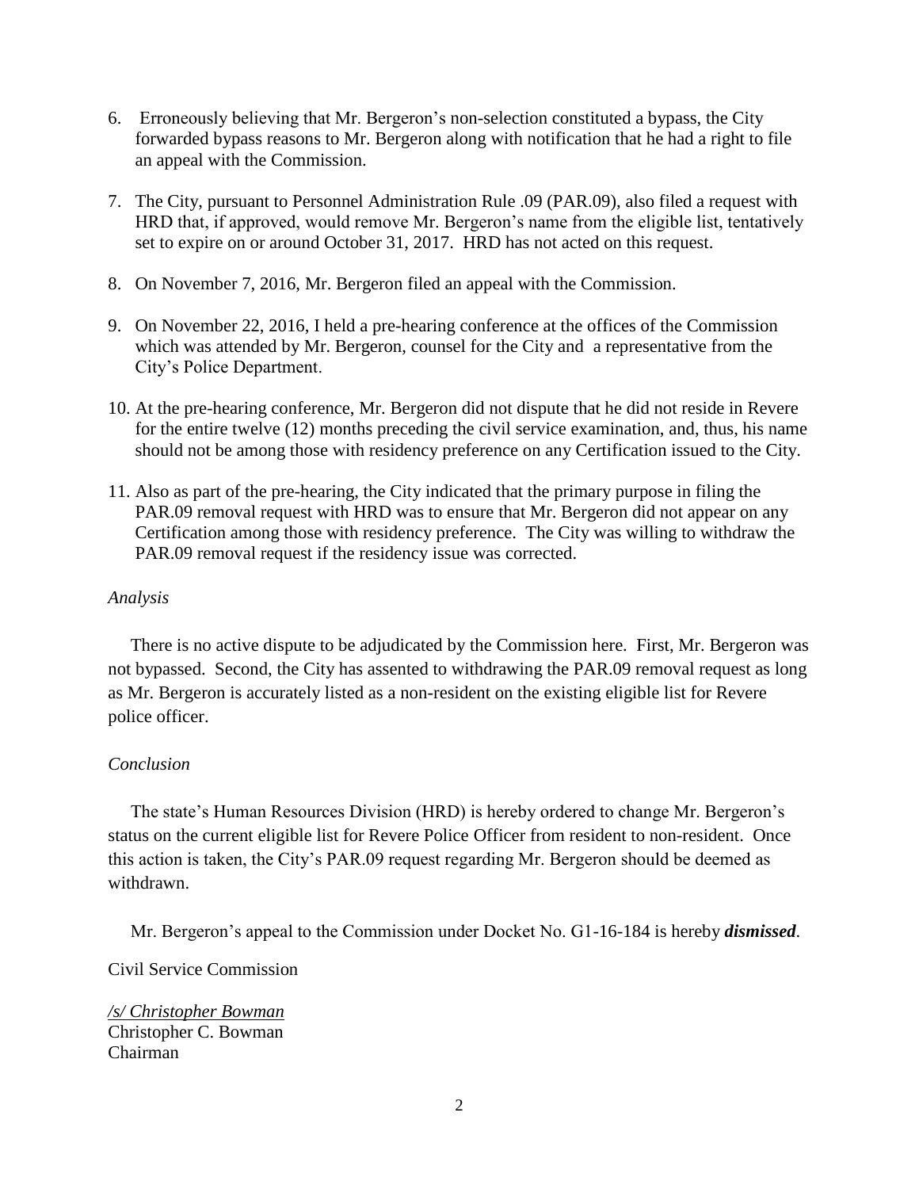6. Erroneously believing that Mr. Bergeron's non-selection constituted a bypass, the City forwarded bypass reasons to Mr. Bergeron along with notification that he had a right to file an appeal with the Commission.

7. The City, pursuant to Personnel Administration Rule .09 (PAR.09), also filed a request with HRD that, if approved, would remove Mr. Bergeron's name from the eligible list, tentatively set to expire on or around October 31, 2017. HRD has not acted on this request.

8. On November 7, 2016, Mr. Bergeron filed an appeal with the Commission.

9. On November 22, 2016, I held a pre-hearing conference at the offices of the Commission which was attended by Mr. Bergeron, counsel for the City and a representative from the City's Police Department.

10. At the pre-hearing conference, Mr. Bergeron did not dispute that he did not reside in Revere for the entire twelve (12) months preceding the civil service examination, and, thus, his name should not be among those with residency preference on any Certification issued to the City.

11. Also as part of the pre-hearing, the City indicated that the primary purpose in filing the PAR.09 removal request with HRD was to ensure that Mr. Bergeron did not appear on any Certification among those with residency preference. The City was willing to withdraw the PAR.09 removal request if the residency issue was corrected.

*Analysis*

There is no active dispute to be adjudicated by the Commission here. First, Mr. Bergeron was not bypassed. Second, the City has assented to withdrawing the PAR.09 removal request as long as Mr. Bergeron is accurately listed as a non-resident on the existing eligible list for Revere police officer.

*Conclusion*

The state's Human Resources Division (HRD) is hereby ordered to change Mr. Bergeron's status on the current eligible list for Revere Police Officer from resident to non-resident. Once this action is taken, the City's PAR.09 request regarding Mr. Bergeron should be deemed as withdrawn.

Mr. Bergeron's appeal to the Commission under Docket No. G1-16-184 is hereby ***dismissed***.

Civil Service Commission

*/s/ Christopher Bowman*
Christopher C. Bowman
Chairman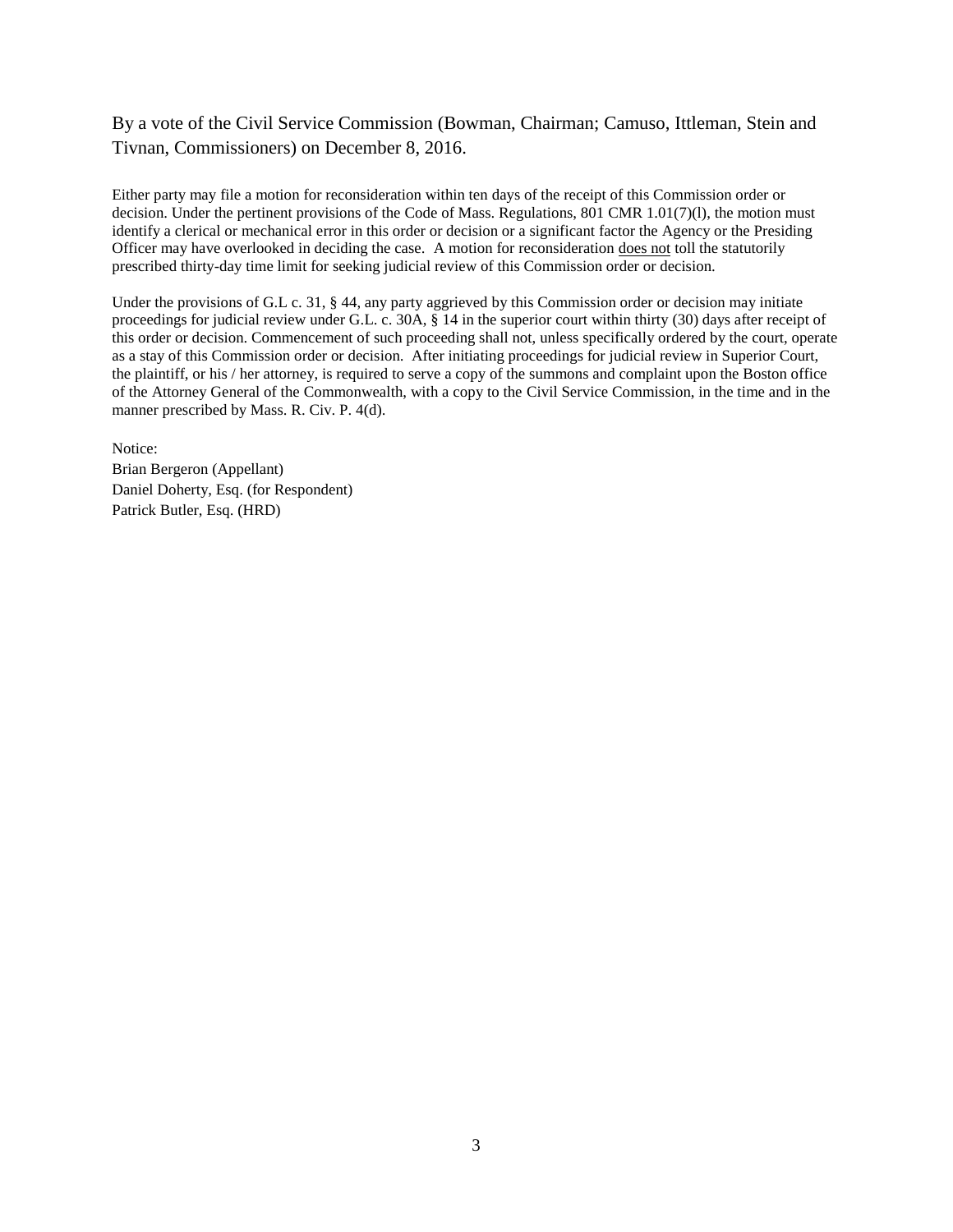By a vote of the Civil Service Commission (Bowman, Chairman; Camuso, Ittleman, Stein and Tivnan, Commissioners) on December 8, 2016.

Either party may file a motion for reconsideration within ten days of the receipt of this Commission order or decision. Under the pertinent provisions of the Code of Mass. Regulations, 801 CMR 1.01(7)(l), the motion must identify a clerical or mechanical error in this order or decision or a significant factor the Agency or the Presiding Officer may have overlooked in deciding the case. A motion for reconsideration does not toll the statutorily prescribed thirty-day time limit for seeking judicial review of this Commission order or decision.

Under the provisions of G.L c. 31, § 44, any party aggrieved by this Commission order or decision may initiate proceedings for judicial review under G.L. c. 30A, § 14 in the superior court within thirty (30) days after receipt of this order or decision. Commencement of such proceeding shall not, unless specifically ordered by the court, operate as a stay of this Commission order or decision. After initiating proceedings for judicial review in Superior Court, the plaintiff, or his / her attorney, is required to serve a copy of the summons and complaint upon the Boston office of the Attorney General of the Commonwealth, with a copy to the Civil Service Commission, in the time and in the manner prescribed by Mass. R. Civ. P. 4(d).

Notice:
Brian Bergeron (Appellant)
Daniel Doherty, Esq. (for Respondent)
Patrick Butler, Esq. (HRD)